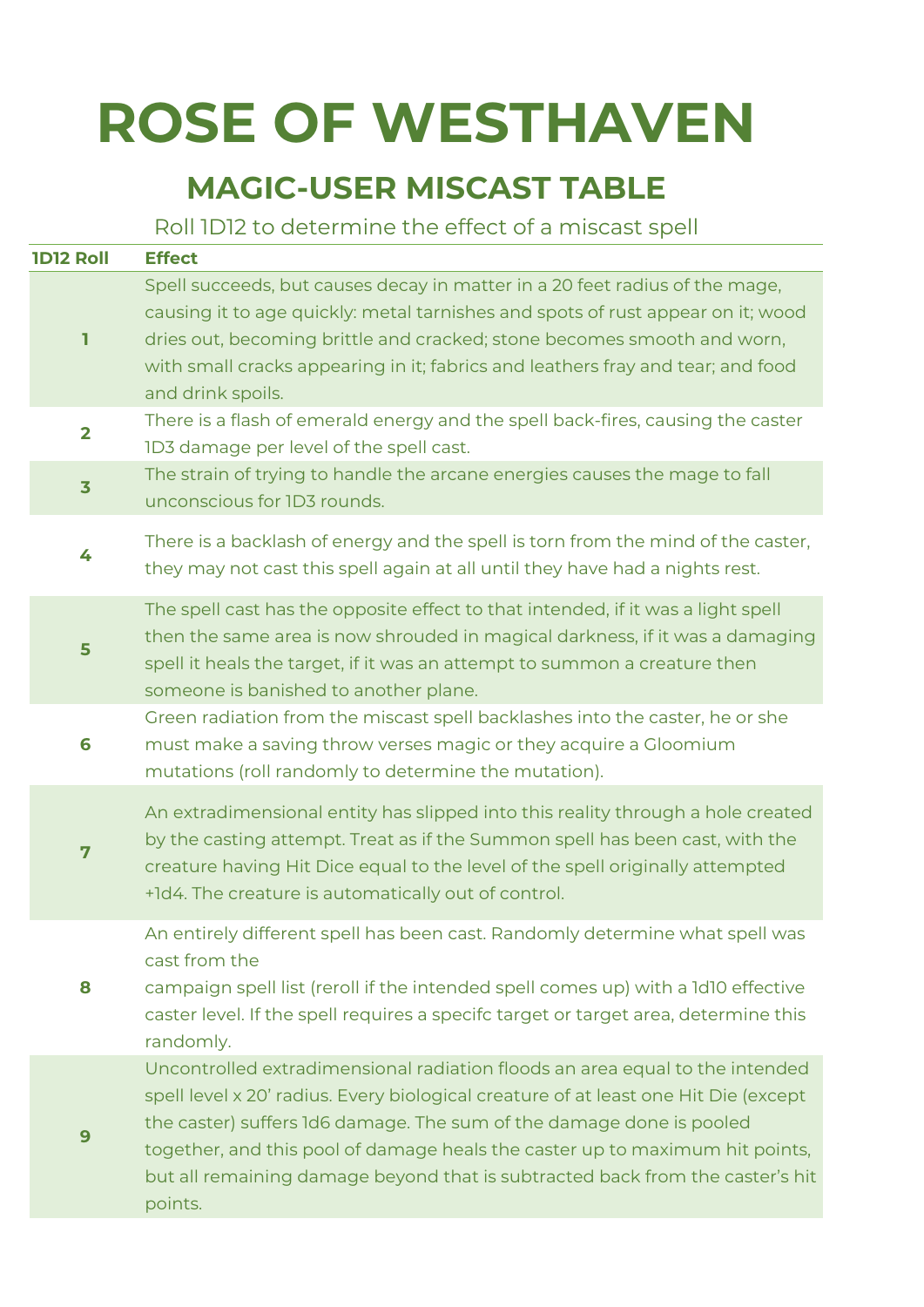# ROSE OF WESTHAVEN

## MAGIC-USER MISCAST TABLE

Roll 1D12 to determine the effect of a miscast spell

| 1D12 Roll | Effect |
|---|---|
| 1 | Spell succeeds, but causes decay in matter in a 20 feet radius of the mage, causing it to age quickly: metal tarnishes and spots of rust appear on it; wood dries out, becoming brittle and cracked; stone becomes smooth and worn, with small cracks appearing in it; fabrics and leathers fray and tear; and food and drink spoils. |
| 2 | There is a flash of emerald energy and the spell back-fires, causing the caster 1D3 damage per level of the spell cast. |
| 3 | The strain of trying to handle the arcane energies causes the mage to fall unconscious for 1D3 rounds. |
| 4 | There is a backlash of energy and the spell is torn from the mind of the caster, they may not cast this spell again at all until they have had a nights rest. |
| 5 | The spell cast has the opposite effect to that intended, if it was a light spell then the same area is now shrouded in magical darkness, if it was a damaging spell it heals the target, if it was an attempt to summon a creature then someone is banished to another plane. |
| 6 | Green radiation from the miscast spell backlashes into the caster, he or she must make a saving throw verses magic or they acquire a Gloomium mutations (roll randomly to determine the mutation). |
| 7 | An extradimensional entity has slipped into this reality through a hole created by the casting attempt. Treat as if the Summon spell has been cast, with the creature having Hit Dice equal to the level of the spell originally attempted +1d4. The creature is automatically out of control. |
| 8 | An entirely different spell has been cast. Randomly determine what spell was cast from the campaign spell list (reroll if the intended spell comes up) with a 1d10 effective caster level. If the spell requires a specifc target or target area, determine this randomly. |
| 9 | Uncontrolled extradimensional radiation floods an area equal to the intended spell level x 20' radius. Every biological creature of at least one Hit Die (except the caster) suffers 1d6 damage. The sum of the damage done is pooled together, and this pool of damage heals the caster up to maximum hit points, but all remaining damage beyond that is subtracted back from the caster's hit points. |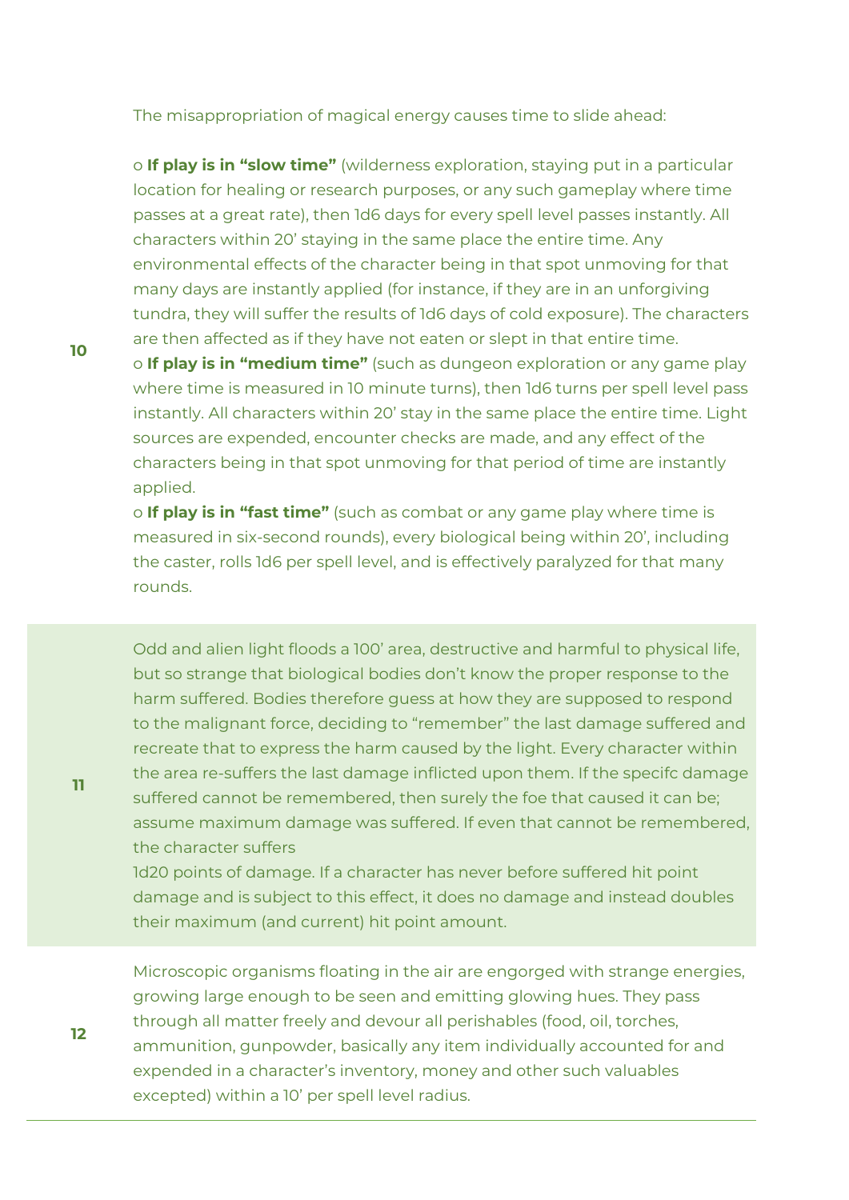| | |
|---|---|
| 10 | The misappropriation of magical energy causes time to slide ahead:<br><br>o **If play is in "slow time"** (wilderness exploration, staying put in a particular location for healing or research purposes, or any such gameplay where time passes at a great rate), then 1d6 days for every spell level passes instantly. All characters within 20' staying in the same place the entire time. Any environmental effects of the character being in that spot unmoving for that many days are instantly applied (for instance, if they are in an unforgiving tundra, they will suffer the results of 1d6 days of cold exposure). The characters are then affected as if they have not eaten or slept in that entire time.<br>o **If play is in "medium time"** (such as dungeon exploration or any game play where time is measured in 10 minute turns), then 1d6 turns per spell level pass instantly. All characters within 20' stay in the same place the entire time. Light sources are expended, encounter checks are made, and any effect of the characters being in that spot unmoving for that period of time are instantly applied.<br>o **If play is in "fast time"** (such as combat or any game play where time is measured in six-second rounds), every biological being within 20', including the caster, rolls 1d6 per spell level, and is effectively paralyzed for that many rounds. |
| 11 | Odd and alien light floods a 100' area, destructive and harmful to physical life, but so strange that biological bodies don't know the proper response to the harm suffered. Bodies therefore guess at how they are supposed to respond to the malignant force, deciding to "remember" the last damage suffered and recreate that to express the harm caused by the light. Every character within the area re-suffers the last damage inflicted upon them. If the specifc damage suffered cannot be remembered, then surely the foe that caused it can be; assume maximum damage was suffered. If even that cannot be remembered, the character suffers<br>1d20 points of damage. If a character has never before suffered hit point damage and is subject to this effect, it does no damage and instead doubles their maximum (and current) hit point amount. |
| 12 | Microscopic organisms floating in the air are engorged with strange energies, growing large enough to be seen and emitting glowing hues. They pass through all matter freely and devour all perishables (food, oil, torches, ammunition, gunpowder, basically any item individually accounted for and expended in a character's inventory, money and other such valuables excepted) within a 10' per spell level radius. |